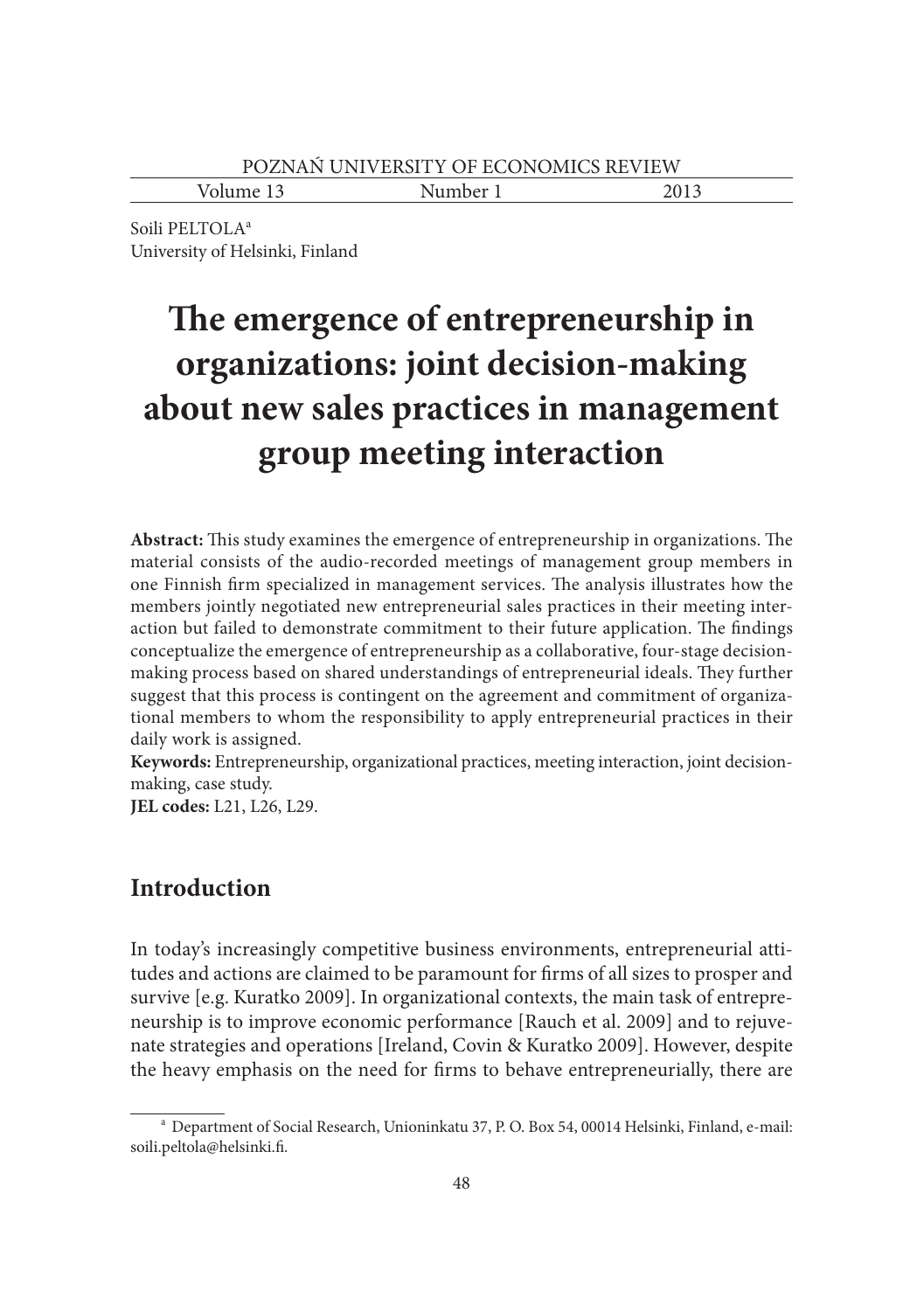Soili PELTOLA[a]
University of Helsinki, Finland

# The emergence of entrepreneurship in organizations: joint decision-making about new sales practices in management group meeting interaction

**Abstract:** This study examines the emergence of entrepreneurship in organizations. The material consists of the audio-recorded meetings of management group members in one Finnish firm specialized in management services. The analysis illustrates how the members jointly negotiated new entrepreneurial sales practices in their meeting interaction but failed to demonstrate commitment to their future application. The findings conceptualize the emergence of entrepreneurship as a collaborative, four-stage decision-making process based on shared understandings of entrepreneurial ideals. They further suggest that this process is contingent on the agreement and commitment of organizational members to whom the responsibility to apply entrepreneurial practices in their daily work is assigned.

**Keywords:** Entrepreneurship, organizational practices, meeting interaction, joint decision-making, case study.

**JEL codes:** L21, L26, L29.

## Introduction

In today's increasingly competitive business environments, entrepreneurial attitudes and actions are claimed to be paramount for firms of all sizes to prosper and survive [e.g. Kuratko 2009]. In organizational contexts, the main task of entrepreneurship is to improve economic performance [Rauch et al. 2009] and to rejuvenate strategies and operations [Ireland, Covin & Kuratko 2009]. However, despite the heavy emphasis on the need for firms to behave entrepreneurially, there are

[a] Department of Social Research, Unioninkatu 37, P. O. Box 54, 00014 Helsinki, Finland, e-mail: soili.peltola@helsinki.fi.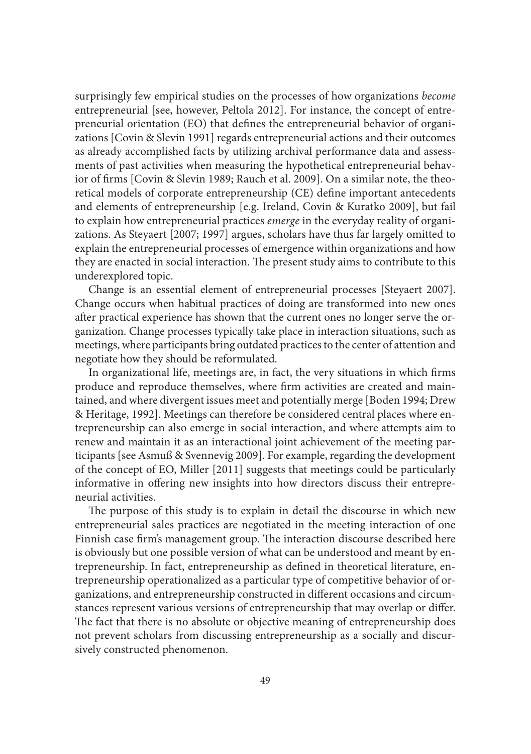surprisingly few empirical studies on the processes of how organizations *become* entrepreneurial [see, however, Peltola 2012]. For instance, the concept of entrepreneurial orientation (EO) that defines the entrepreneurial behavior of organizations [Covin & Slevin 1991] regards entrepreneurial actions and their outcomes as already accomplished facts by utilizing archival performance data and assessments of past activities when measuring the hypothetical entrepreneurial behavior of firms [Covin & Slevin 1989; Rauch et al. 2009]. On a similar note, the theoretical models of corporate entrepreneurship (CE) define important antecedents and elements of entrepreneurship [e.g. Ireland, Covin & Kuratko 2009], but fail to explain how entrepreneurial practices *emerge* in the everyday reality of organizations. As Steyaert [2007; 1997] argues, scholars have thus far largely omitted to explain the entrepreneurial processes of emergence within organizations and how they are enacted in social interaction. The present study aims to contribute to this underexplored topic.

Change is an essential element of entrepreneurial processes [Steyaert 2007]. Change occurs when habitual practices of doing are transformed into new ones after practical experience has shown that the current ones no longer serve the organization. Change processes typically take place in interaction situations, such as meetings, where participants bring outdated practices to the center of attention and negotiate how they should be reformulated.

In organizational life, meetings are, in fact, the very situations in which firms produce and reproduce themselves, where firm activities are created and maintained, and where divergent issues meet and potentially merge [Boden 1994; Drew & Heritage, 1992]. Meetings can therefore be considered central places where entrepreneurship can also emerge in social interaction, and where attempts aim to renew and maintain it as an interactional joint achievement of the meeting participants [see Asmuß & Svennevig 2009]. For example, regarding the development of the concept of EO, Miller [2011] suggests that meetings could be particularly informative in offering new insights into how directors discuss their entrepreneurial activities.

The purpose of this study is to explain in detail the discourse in which new entrepreneurial sales practices are negotiated in the meeting interaction of one Finnish case firm's management group. The interaction discourse described here is obviously but one possible version of what can be understood and meant by entrepreneurship. In fact, entrepreneurship as defined in theoretical literature, entrepreneurship operationalized as a particular type of competitive behavior of organizations, and entrepreneurship constructed in different occasions and circumstances represent various versions of entrepreneurship that may overlap or differ. The fact that there is no absolute or objective meaning of entrepreneurship does not prevent scholars from discussing entrepreneurship as a socially and discursively constructed phenomenon.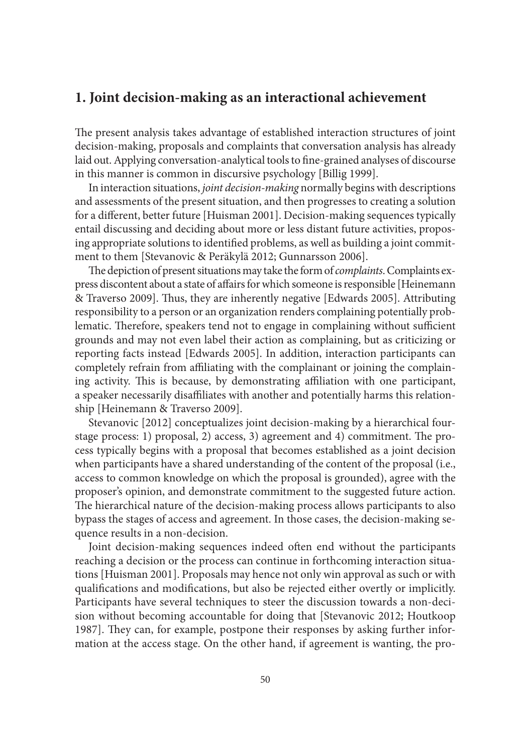## 1. Joint decision-making as an interactional achievement

The present analysis takes advantage of established interaction structures of joint decision-making, proposals and complaints that conversation analysis has already laid out. Applying conversation-analytical tools to fine-grained analyses of discourse in this manner is common in discursive psychology [Billig 1999].

In interaction situations, *joint decision-making* normally begins with descriptions and assessments of the present situation, and then progresses to creating a solution for a different, better future [Huisman 2001]. Decision-making sequences typically entail discussing and deciding about more or less distant future activities, proposing appropriate solutions to identified problems, as well as building a joint commitment to them [Stevanovic & Peräkylä 2012; Gunnarsson 2006].

The depiction of present situations may take the form of *complaints*. Complaints express discontent about a state of affairs for which someone is responsible [Heinemann & Traverso 2009]. Thus, they are inherently negative [Edwards 2005]. Attributing responsibility to a person or an organization renders complaining potentially problematic. Therefore, speakers tend not to engage in complaining without sufficient grounds and may not even label their action as complaining, but as criticizing or reporting facts instead [Edwards 2005]. In addition, interaction participants can completely refrain from affiliating with the complainant or joining the complaining activity. This is because, by demonstrating affiliation with one participant, a speaker necessarily disaffiliates with another and potentially harms this relationship [Heinemann & Traverso 2009].

Stevanovic [2012] conceptualizes joint decision-making by a hierarchical four-stage process: 1) proposal, 2) access, 3) agreement and 4) commitment. The process typically begins with a proposal that becomes established as a joint decision when participants have a shared understanding of the content of the proposal (i.e., access to common knowledge on which the proposal is grounded), agree with the proposer's opinion, and demonstrate commitment to the suggested future action. The hierarchical nature of the decision-making process allows participants to also bypass the stages of access and agreement. In those cases, the decision-making sequence results in a non-decision.

Joint decision-making sequences indeed often end without the participants reaching a decision or the process can continue in forthcoming interaction situations [Huisman 2001]. Proposals may hence not only win approval as such or with qualifications and modifications, but also be rejected either overtly or implicitly. Participants have several techniques to steer the discussion towards a non-decision without becoming accountable for doing that [Stevanovic 2012; Houtkoop 1987]. They can, for example, postpone their responses by asking further information at the access stage. On the other hand, if agreement is wanting, the pro-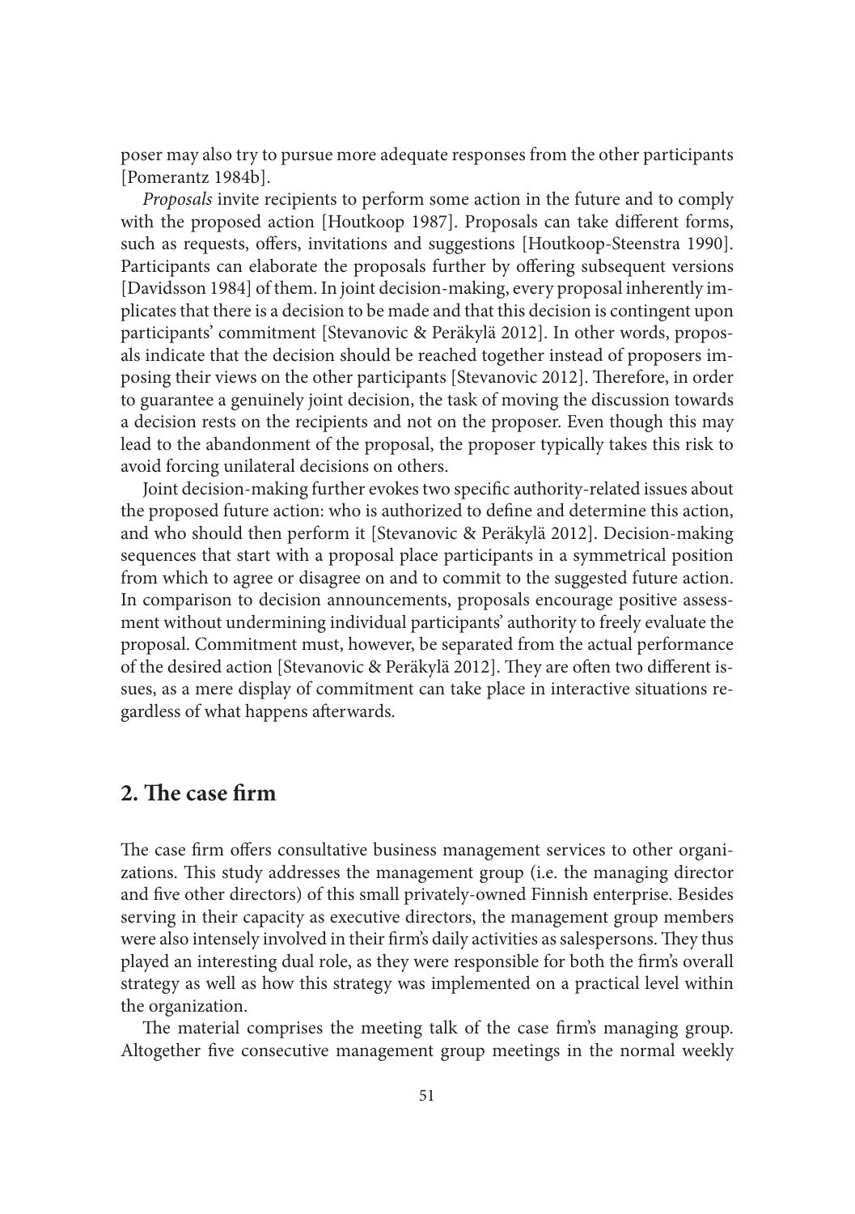poser may also try to pursue more adequate responses from the other participants [Pomerantz 1984b].

*Proposals* invite recipients to perform some action in the future and to comply with the proposed action [Houtkoop 1987]. Proposals can take different forms, such as requests, offers, invitations and suggestions [Houtkoop-Steenstra 1990]. Participants can elaborate the proposals further by offering subsequent versions [Davidsson 1984] of them. In joint decision-making, every proposal inherently implicates that there is a decision to be made and that this decision is contingent upon participants' commitment [Stevanovic & Peräkylä 2012]. In other words, proposals indicate that the decision should be reached together instead of proposers imposing their views on the other participants [Stevanovic 2012]. Therefore, in order to guarantee a genuinely joint decision, the task of moving the discussion towards a decision rests on the recipients and not on the proposer. Even though this may lead to the abandonment of the proposal, the proposer typically takes this risk to avoid forcing unilateral decisions on others.

Joint decision-making further evokes two specific authority-related issues about the proposed future action: who is authorized to define and determine this action, and who should then perform it [Stevanovic & Peräkylä 2012]. Decision-making sequences that start with a proposal place participants in a symmetrical position from which to agree or disagree on and to commit to the suggested future action. In comparison to decision announcements, proposals encourage positive assessment without undermining individual participants' authority to freely evaluate the proposal. Commitment must, however, be separated from the actual performance of the desired action [Stevanovic & Peräkylä 2012]. They are often two different issues, as a mere display of commitment can take place in interactive situations regardless of what happens afterwards.

## 2. The case firm

The case firm offers consultative business management services to other organizations. This study addresses the management group (i.e. the managing director and five other directors) of this small privately-owned Finnish enterprise. Besides serving in their capacity as executive directors, the management group members were also intensely involved in their firm's daily activities as salespersons. They thus played an interesting dual role, as they were responsible for both the firm's overall strategy as well as how this strategy was implemented on a practical level within the organization.

The material comprises the meeting talk of the case firm's managing group. Altogether five consecutive management group meetings in the normal weekly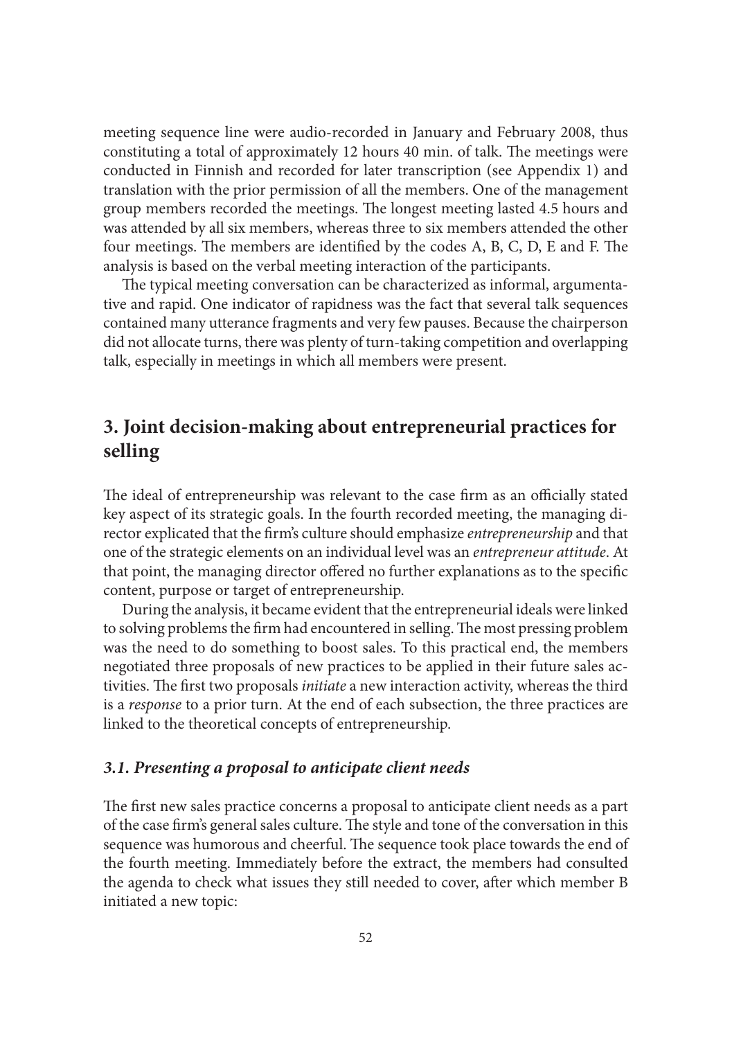meeting sequence line were audio-recorded in January and February 2008, thus constituting a total of approximately 12 hours 40 min. of talk. The meetings were conducted in Finnish and recorded for later transcription (see Appendix 1) and translation with the prior permission of all the members. One of the management group members recorded the meetings. The longest meeting lasted 4.5 hours and was attended by all six members, whereas three to six members attended the other four meetings. The members are identified by the codes A, B, C, D, E and F. The analysis is based on the verbal meeting interaction of the participants.

The typical meeting conversation can be characterized as informal, argumentative and rapid. One indicator of rapidness was the fact that several talk sequences contained many utterance fragments and very few pauses. Because the chairperson did not allocate turns, there was plenty of turn-taking competition and overlapping talk, especially in meetings in which all members were present.

## 3. Joint decision-making about entrepreneurial practices for selling

The ideal of entrepreneurship was relevant to the case firm as an officially stated key aspect of its strategic goals. In the fourth recorded meeting, the managing director explicated that the firm's culture should emphasize *entrepreneurship* and that one of the strategic elements on an individual level was an *entrepreneur attitude*. At that point, the managing director offered no further explanations as to the specific content, purpose or target of entrepreneurship.

During the analysis, it became evident that the entrepreneurial ideals were linked to solving problems the firm had encountered in selling. The most pressing problem was the need to do something to boost sales. To this practical end, the members negotiated three proposals of new practices to be applied in their future sales activities. The first two proposals *initiate* a new interaction activity, whereas the third is a *response* to a prior turn. At the end of each subsection, the three practices are linked to the theoretical concepts of entrepreneurship.

### *3.1. Presenting a proposal to anticipate client needs*

The first new sales practice concerns a proposal to anticipate client needs as a part of the case firm's general sales culture. The style and tone of the conversation in this sequence was humorous and cheerful. The sequence took place towards the end of the fourth meeting. Immediately before the extract, the members had consulted the agenda to check what issues they still needed to cover, after which member B initiated a new topic: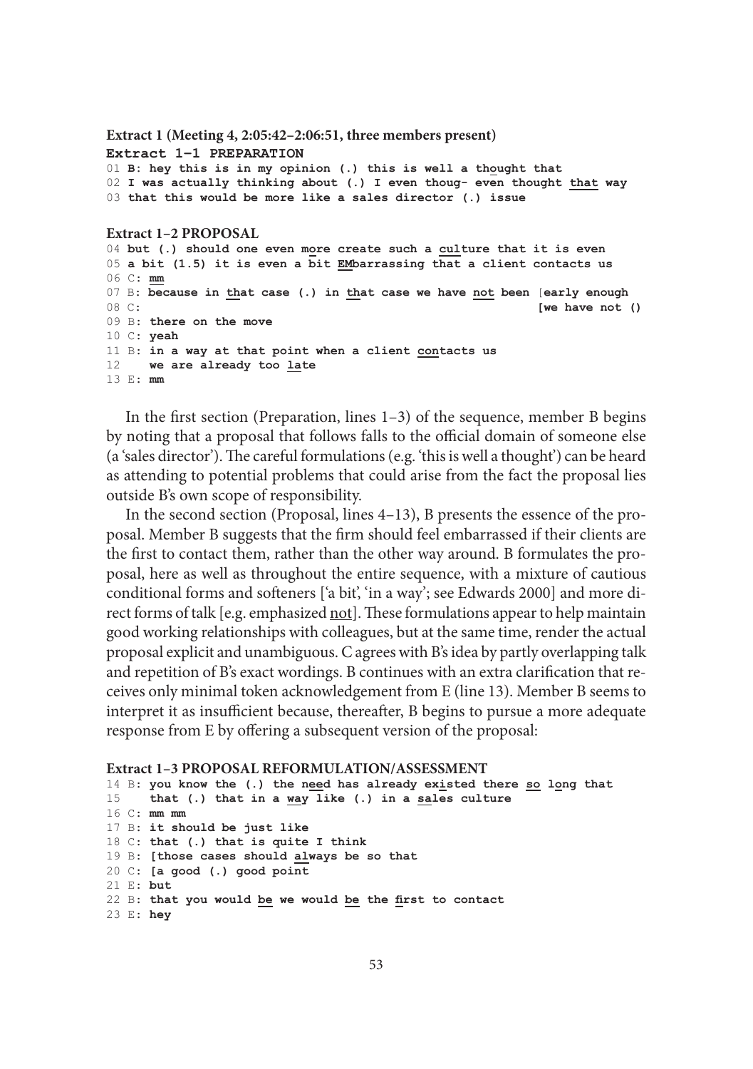**Extract 1 (Meeting 4, 2:05:42–2:06:51, three members present)**

**Extract 1–1 PREPARATION**

```
01 B: hey this is in my opinion (.) this is well a thought that
02 I was actually thinking about (.) I even thoug- even thought that way
03 that this would be more like a sales director (.) issue
```

**Extract 1–2 PROPOSAL**

```
04 but (.) should one even more create such a culture that it is even
05 a bit (1.5) it is even a bit EMbarrassing that a client contacts us
06 C: mm
07 B: because in that case (.) in that case we have not been [early enough
08 C:                                                        [we have not ()
09 B: there on the move
10 C: yeah
11 B: in a way at that point when a client contacts us
12    we are already too late
13 E: mm
```

In the first section (Preparation, lines 1–3) of the sequence, member B begins by noting that a proposal that follows falls to the official domain of someone else (a 'sales director'). The careful formulations (e.g. 'this is well a thought') can be heard as attending to potential problems that could arise from the fact the proposal lies outside B's own scope of responsibility.

In the second section (Proposal, lines 4–13), B presents the essence of the proposal. Member B suggests that the firm should feel embarrassed if their clients are the first to contact them, rather than the other way around. B formulates the proposal, here as well as throughout the entire sequence, with a mixture of cautious conditional forms and softeners ['a bit', 'in a way'; see Edwards 2000] and more direct forms of talk [e.g. emphasized <u>not</u>]. These formulations appear to help maintain good working relationships with colleagues, but at the same time, render the actual proposal explicit and unambiguous. C agrees with B's idea by partly overlapping talk and repetition of B's exact wordings. B continues with an extra clarification that receives only minimal token acknowledgement from E (line 13). Member B seems to interpret it as insufficient because, thereafter, B begins to pursue a more adequate response from E by offering a subsequent version of the proposal:

**Extract 1–3 PROPOSAL REFORMULATION/ASSESSMENT**

```
14 B: you know the (.) the need has already existed there so long that
15    that (.) that in a way like (.) in a sales culture
16 C: mm mm
17 B: it should be just like
18 C: that (.) that is quite I think
19 B: [those cases should always be so that
20 C: [a good (.) good point
21 E: but
22 B: that you would be we would be the first to contact
23 E: hey
```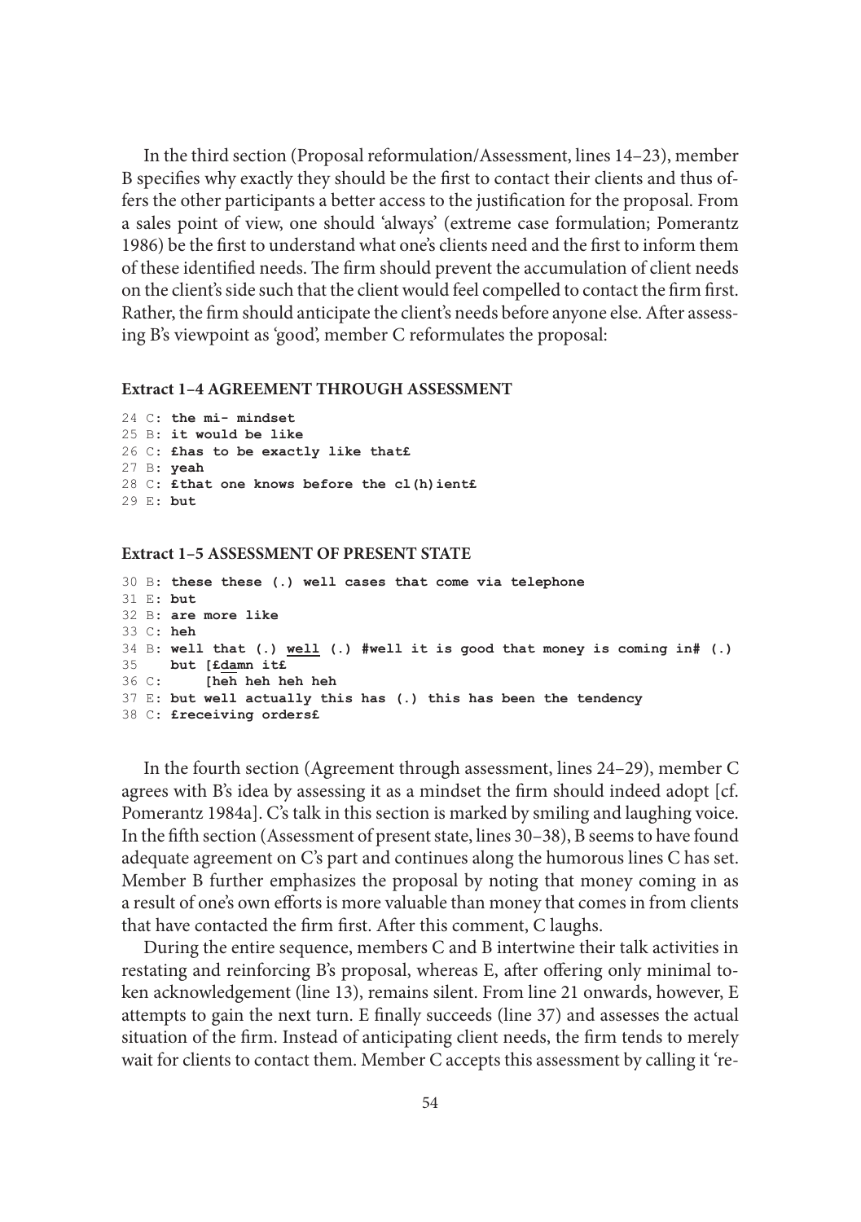In the third section (Proposal reformulation/Assessment, lines 14–23), member B specifies why exactly they should be the first to contact their clients and thus offers the other participants a better access to the justification for the proposal. From a sales point of view, one should 'always' (extreme case formulation; Pomerantz 1986) be the first to understand what one's clients need and the first to inform them of these identified needs. The firm should prevent the accumulation of client needs on the client's side such that the client would feel compelled to contact the firm first. Rather, the firm should anticipate the client's needs before anyone else. After assessing B's viewpoint as 'good', member C reformulates the proposal:

**Extract 1–4 AGREEMENT THROUGH ASSESSMENT**

```
24 C: the mi- mindset
25 B: it would be like
26 C: £has to be exactly like that£
27 B: yeah
28 C: £that one knows before the cl(h)ient£
29 E: but
```

**Extract 1–5 ASSESSMENT OF PRESENT STATE**

```
30 B: these these (.) well cases that come via telephone
31 E: but
32 B: are more like
33 C: heh
34 B: well that (.) well (.) #well it is good that money is coming in# (.)
35    but [£damn it£
36 C:     [heh heh heh heh
37 E: but well actually this has (.) this has been the tendency
38 C: £receiving orders£
```

In the fourth section (Agreement through assessment, lines 24–29), member C agrees with B's idea by assessing it as a mindset the firm should indeed adopt [cf. Pomerantz 1984a]. C's talk in this section is marked by smiling and laughing voice. In the fifth section (Assessment of present state, lines 30–38), B seems to have found adequate agreement on C's part and continues along the humorous lines C has set. Member B further emphasizes the proposal by noting that money coming in as a result of one's own efforts is more valuable than money that comes in from clients that have contacted the firm first. After this comment, C laughs.

During the entire sequence, members C and B intertwine their talk activities in restating and reinforcing B's proposal, whereas E, after offering only minimal token acknowledgement (line 13), remains silent. From line 21 onwards, however, E attempts to gain the next turn. E finally succeeds (line 37) and assesses the actual situation of the firm. Instead of anticipating client needs, the firm tends to merely wait for clients to contact them. Member C accepts this assessment by calling it 're-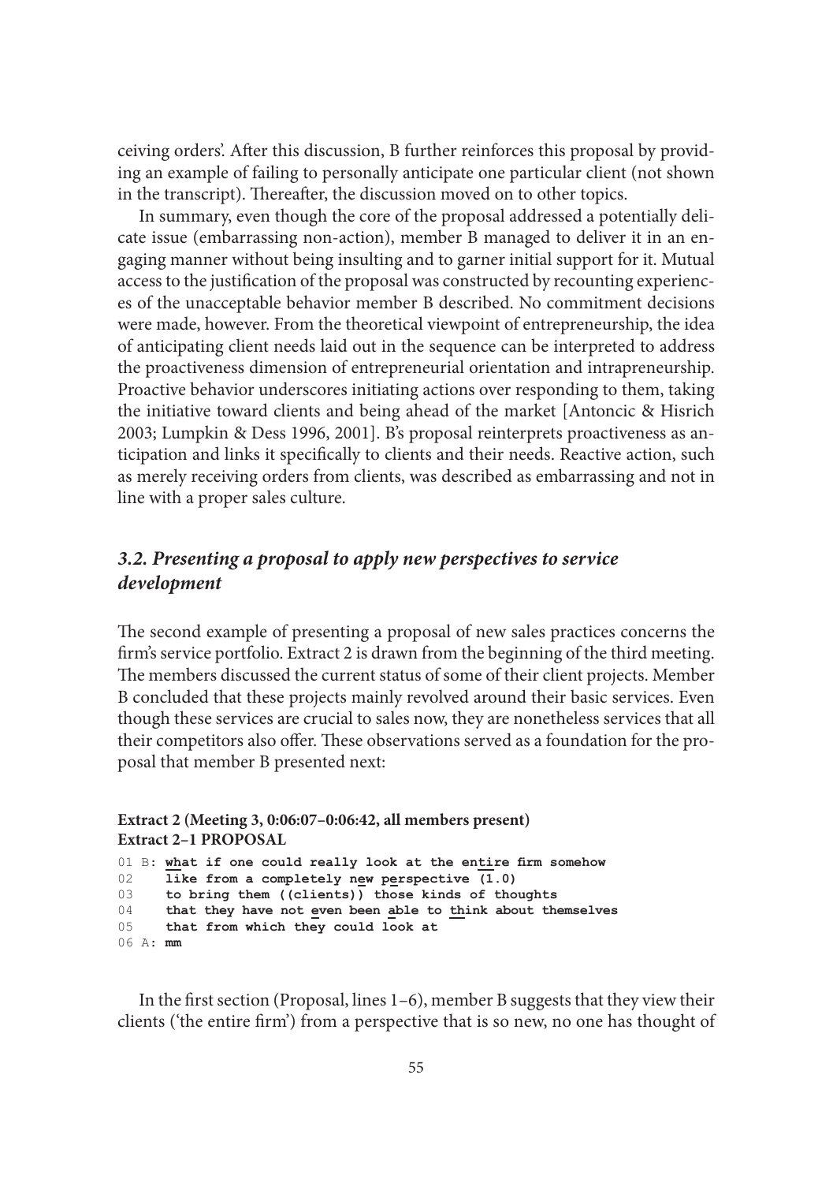ceiving orders'. After this discussion, B further reinforces this proposal by providing an example of failing to personally anticipate one particular client (not shown in the transcript). Thereafter, the discussion moved on to other topics.

In summary, even though the core of the proposal addressed a potentially delicate issue (embarrassing non-action), member B managed to deliver it in an engaging manner without being insulting and to garner initial support for it. Mutual access to the justification of the proposal was constructed by recounting experiences of the unacceptable behavior member B described. No commitment decisions were made, however. From the theoretical viewpoint of entrepreneurship, the idea of anticipating client needs laid out in the sequence can be interpreted to address the proactiveness dimension of entrepreneurial orientation and intrapreneurship. Proactive behavior underscores initiating actions over responding to them, taking the initiative toward clients and being ahead of the market [Antoncic & Hisrich 2003; Lumpkin & Dess 1996, 2001]. B's proposal reinterprets proactiveness as anticipation and links it specifically to clients and their needs. Reactive action, such as merely receiving orders from clients, was described as embarrassing and not in line with a proper sales culture.

### *3.2. Presenting a proposal to apply new perspectives to service development*

The second example of presenting a proposal of new sales practices concerns the firm's service portfolio. Extract 2 is drawn from the beginning of the third meeting. The members discussed the current status of some of their client projects. Member B concluded that these projects mainly revolved around their basic services. Even though these services are crucial to sales now, they are nonetheless services that all their competitors also offer. These observations served as a foundation for the proposal that member B presented next:

**Extract 2 (Meeting 3, 0:06:07–0:06:42, all members present)**
**Extract 2–1 PROPOSAL**

```
01 B: what if one could really look at the entire firm somehow
02    like from a completely new perspective (1.0)
03    to bring them ((clients)) those kinds of thoughts
04    that they have not even been able to think about themselves
05    that from which they could look at
06 A: mm
```

In the first section (Proposal, lines 1–6), member B suggests that they view their clients ('the entire firm') from a perspective that is so new, no one has thought of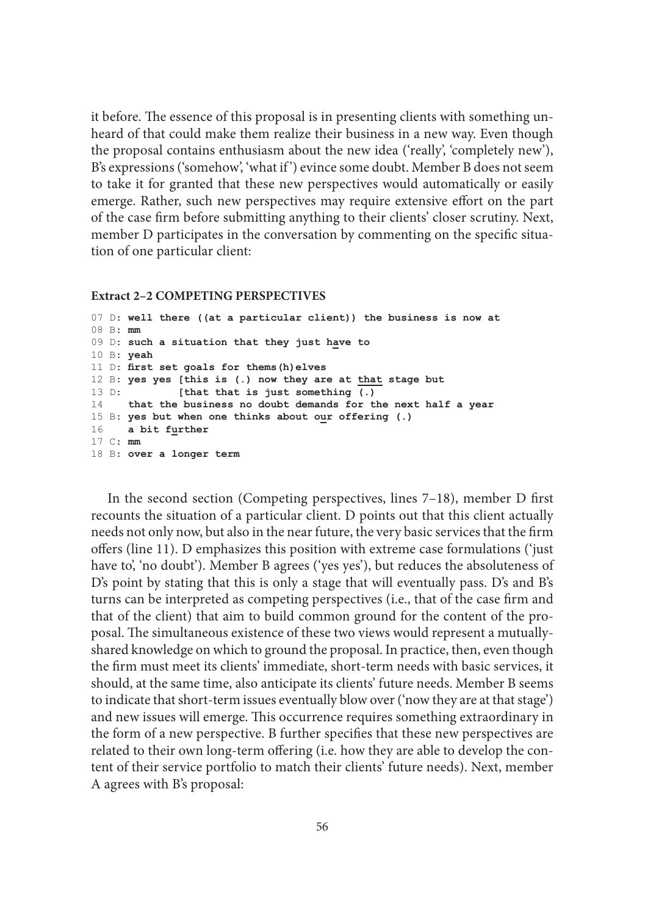it before. The essence of this proposal is in presenting clients with something unheard of that could make them realize their business in a new way. Even though the proposal contains enthusiasm about the new idea ('really', 'completely new'), B's expressions ('somehow', 'what if') evince some doubt. Member B does not seem to take it for granted that these new perspectives would automatically or easily emerge. Rather, such new perspectives may require extensive effort on the part of the case firm before submitting anything to their clients' closer scrutiny. Next, member D participates in the conversation by commenting on the specific situation of one particular client:

**Extract 2–2 COMPETING PERSPECTIVES**

```
07 D: well there ((at a particular client)) the business is now at
08 B: mm
09 D: such a situation that they just have to
10 B: yeah
11 D: first set goals for thems(h)elves
12 B: yes yes [this is (.) now they are at that stage but
13 D:         [that that is just something (.)
14    that the business no doubt demands for the next half a year
15 B: yes but when one thinks about our offering (.)
16    a bit further
17 C: mm
18 B: over a longer term
```

In the second section (Competing perspectives, lines 7–18), member D first recounts the situation of a particular client. D points out that this client actually needs not only now, but also in the near future, the very basic services that the firm offers (line 11). D emphasizes this position with extreme case formulations ('just have to', 'no doubt'). Member B agrees ('yes yes'), but reduces the absoluteness of D's point by stating that this is only a stage that will eventually pass. D's and B's turns can be interpreted as competing perspectives (i.e., that of the case firm and that of the client) that aim to build common ground for the content of the proposal. The simultaneous existence of these two views would represent a mutually-shared knowledge on which to ground the proposal. In practice, then, even though the firm must meet its clients' immediate, short-term needs with basic services, it should, at the same time, also anticipate its clients' future needs. Member B seems to indicate that short-term issues eventually blow over ('now they are at that stage') and new issues will emerge. This occurrence requires something extraordinary in the form of a new perspective. B further specifies that these new perspectives are related to their own long-term offering (i.e. how they are able to develop the content of their service portfolio to match their clients' future needs). Next, member A agrees with B's proposal: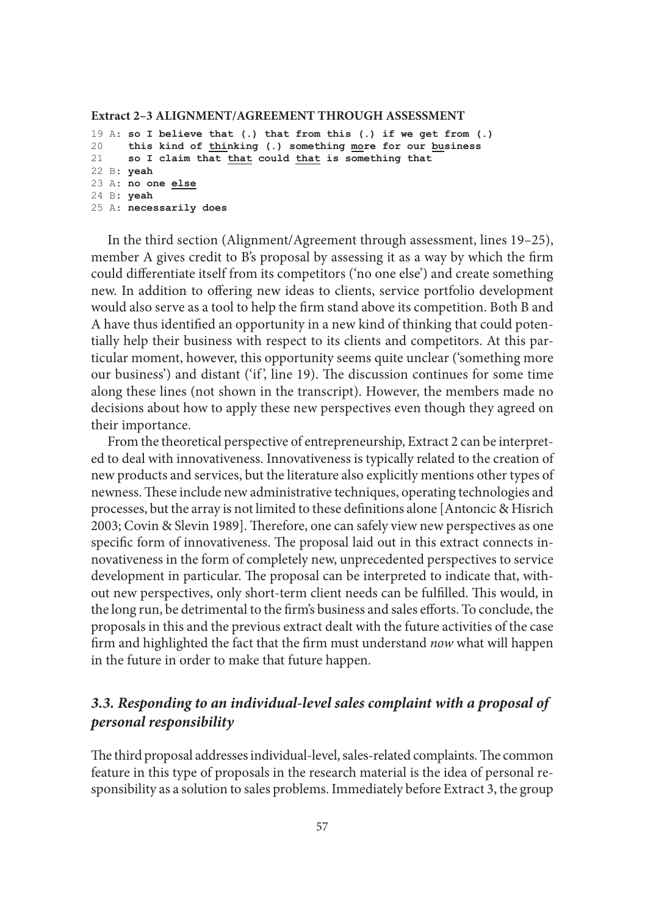**Extract 2–3 ALIGNMENT/AGREEMENT THROUGH ASSESSMENT**

```
19 A: so I believe that (.) that from this (.) if we get from (.)
20    this kind of thinking (.) something more for our business
21    so I claim that that could that is something that
22 B: yeah
23 A: no one else
24 B: yeah
25 A: necessarily does
```

In the third section (Alignment/Agreement through assessment, lines 19–25), member A gives credit to B's proposal by assessing it as a way by which the firm could differentiate itself from its competitors ('no one else') and create something new. In addition to offering new ideas to clients, service portfolio development would also serve as a tool to help the firm stand above its competition. Both B and A have thus identified an opportunity in a new kind of thinking that could potentially help their business with respect to its clients and competitors. At this particular moment, however, this opportunity seems quite unclear ('something more our business') and distant ('if', line 19). The discussion continues for some time along these lines (not shown in the transcript). However, the members made no decisions about how to apply these new perspectives even though they agreed on their importance.

From the theoretical perspective of entrepreneurship, Extract 2 can be interpreted to deal with innovativeness. Innovativeness is typically related to the creation of new products and services, but the literature also explicitly mentions other types of newness. These include new administrative techniques, operating technologies and processes, but the array is not limited to these definitions alone [Antoncic & Hisrich 2003; Covin & Slevin 1989]. Therefore, one can safely view new perspectives as one specific form of innovativeness. The proposal laid out in this extract connects innovativeness in the form of completely new, unprecedented perspectives to service development in particular. The proposal can be interpreted to indicate that, without new perspectives, only short-term client needs can be fulfilled. This would, in the long run, be detrimental to the firm's business and sales efforts. To conclude, the proposals in this and the previous extract dealt with the future activities of the case firm and highlighted the fact that the firm must understand *now* what will happen in the future in order to make that future happen.

### *3.3. Responding to an individual-level sales complaint with a proposal of personal responsibility*

The third proposal addresses individual-level, sales-related complaints. The common feature in this type of proposals in the research material is the idea of personal responsibility as a solution to sales problems. Immediately before Extract 3, the group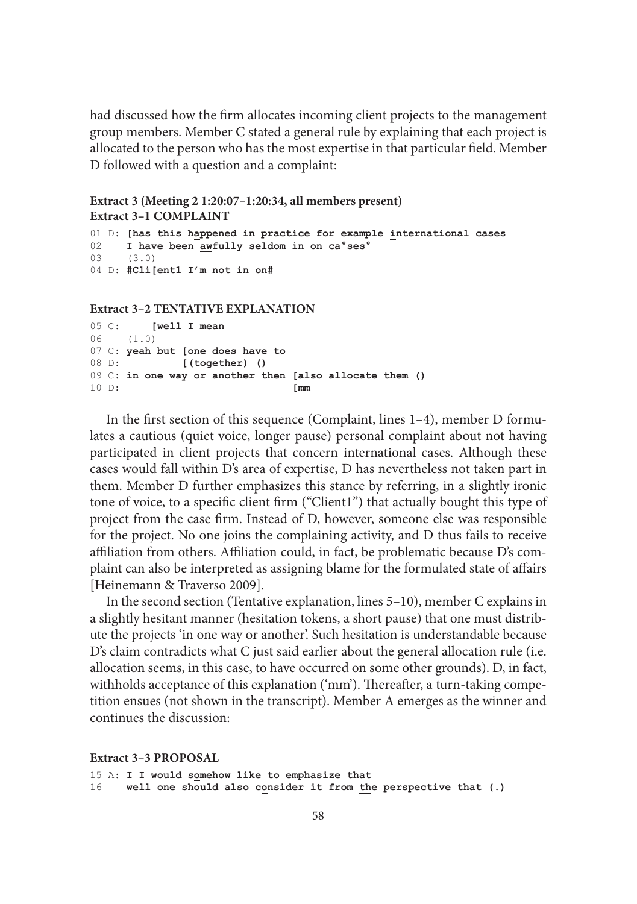had discussed how the firm allocates incoming client projects to the management group members. Member C stated a general rule by explaining that each project is allocated to the person who has the most expertise in that particular field. Member D followed with a question and a complaint:

**Extract 3 (Meeting 2 1:20:07–1:20:34, all members present)**
**Extract 3–1 COMPLAINT**

```
01 D: [has this happened in practice for example international cases
02    I have been awfully seldom in on ca°ses°
03    (3.0)
04 D: #Cli[ent1 I'm not in on#
```

**Extract 3–2 TENTATIVE EXPLANATION**

```
05 C:      [well I mean
06    (1.0)
07 C: yeah but [one does have to
08 D:          [(together) ()
09 C: in one way or another then [also allocate them ()
10 D:                             [mm
```

In the first section of this sequence (Complaint, lines 1–4), member D formulates a cautious (quiet voice, longer pause) personal complaint about not having participated in client projects that concern international cases. Although these cases would fall within D's area of expertise, D has nevertheless not taken part in them. Member D further emphasizes this stance by referring, in a slightly ironic tone of voice, to a specific client firm ("Client1") that actually bought this type of project from the case firm. Instead of D, however, someone else was responsible for the project. No one joins the complaining activity, and D thus fails to receive affiliation from others. Affiliation could, in fact, be problematic because D's complaint can also be interpreted as assigning blame for the formulated state of affairs [Heinemann & Traverso 2009].

In the second section (Tentative explanation, lines 5–10), member C explains in a slightly hesitant manner (hesitation tokens, a short pause) that one must distribute the projects 'in one way or another'. Such hesitation is understandable because D's claim contradicts what C just said earlier about the general allocation rule (i.e. allocation seems, in this case, to have occurred on some other grounds). D, in fact, withholds acceptance of this explanation ('mm'). Thereafter, a turn-taking competition ensues (not shown in the transcript). Member A emerges as the winner and continues the discussion:

**Extract 3–3 PROPOSAL**

```
15 A: I I would somehow like to emphasize that
16    well one should also consider it from the perspective that (.)
```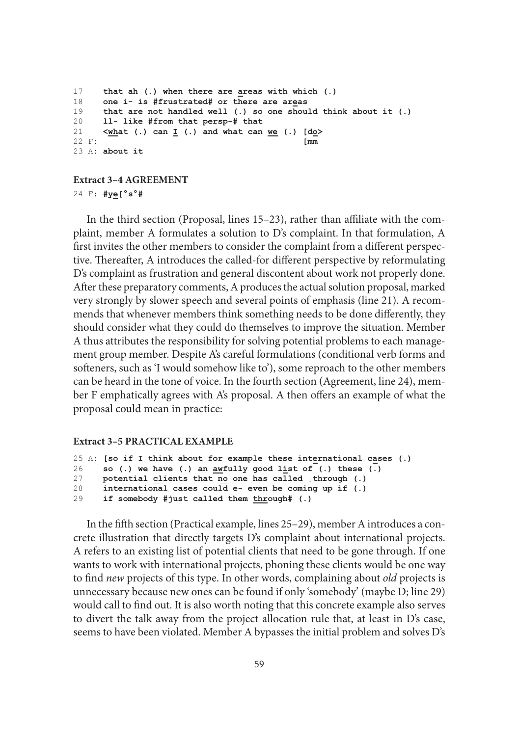```
17    that ah (.) when there are areas with which (.)
18    one i- is #frustrated# or there are areas
19    that are not handled well (.) so one should think about it (.)
20    ll- like #from that persp-# that
21    <what (.) can I (.) and what can we (.) [do>
22 F:                                         [mm
23 A: about it
```

**Extract 3–4 AGREEMENT**

```
24 F: #ye[°s°#
```

In the third section (Proposal, lines 15–23), rather than affiliate with the complaint, member A formulates a solution to D's complaint. In that formulation, A first invites the other members to consider the complaint from a different perspective. Thereafter, A introduces the called-for different perspective by reformulating D's complaint as frustration and general discontent about work not properly done. After these preparatory comments, A produces the actual solution proposal, marked very strongly by slower speech and several points of emphasis (line 21). A recommends that whenever members think something needs to be done differently, they should consider what they could do themselves to improve the situation. Member A thus attributes the responsibility for solving potential problems to each management group member. Despite A's careful formulations (conditional verb forms and softeners, such as 'I would somehow like to'), some reproach to the other members can be heard in the tone of voice. In the fourth section (Agreement, line 24), member F emphatically agrees with A's proposal. A then offers an example of what the proposal could mean in practice:

**Extract 3–5 PRACTICAL EXAMPLE**

```
25 A: [so if I think about for example these international cases (.)
26    so (.) we have (.) an awfully good list of (.) these (.)
27    potential clients that no one has called ↓through (.)
28    international cases could e- even be coming up if (.)
29    if somebody #just called them through# (.)
```

In the fifth section (Practical example, lines 25–29), member A introduces a concrete illustration that directly targets D's complaint about international projects. A refers to an existing list of potential clients that need to be gone through. If one wants to work with international projects, phoning these clients would be one way to find *new* projects of this type. In other words, complaining about *old* projects is unnecessary because new ones can be found if only 'somebody' (maybe D; line 29) would call to find out. It is also worth noting that this concrete example also serves to divert the talk away from the project allocation rule that, at least in D's case, seems to have been violated. Member A bypasses the initial problem and solves D's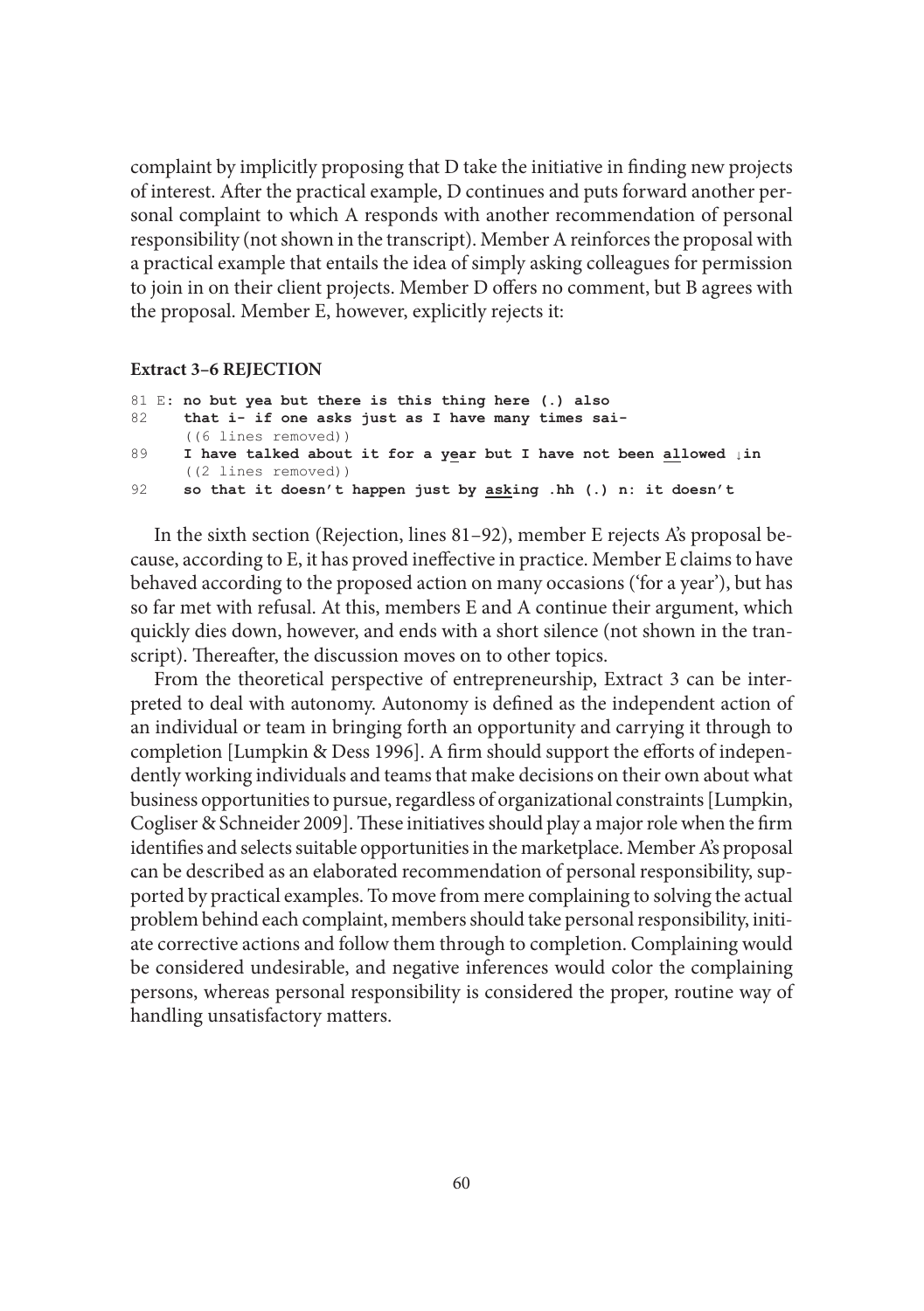complaint by implicitly proposing that D take the initiative in finding new projects of interest. After the practical example, D continues and puts forward another personal complaint to which A responds with another recommendation of personal responsibility (not shown in the transcript). Member A reinforces the proposal with a practical example that entails the idea of simply asking colleagues for permission to join in on their client projects. Member D offers no comment, but B agrees with the proposal. Member E, however, explicitly rejects it:

**Extract 3–6 REJECTION**

```
81 E: no but yea but there is this thing here (.) also
82    that i- if one asks just as I have many times sai-
      ((6 lines removed))
89    I have talked about it for a year but I have not been allowed ↓in
      ((2 lines removed))
92    so that it doesn't happen just by asking .hh (.) n: it doesn't
```

In the sixth section (Rejection, lines 81–92), member E rejects A's proposal because, according to E, it has proved ineffective in practice. Member E claims to have behaved according to the proposed action on many occasions ('for a year'), but has so far met with refusal. At this, members E and A continue their argument, which quickly dies down, however, and ends with a short silence (not shown in the transcript). Thereafter, the discussion moves on to other topics.

From the theoretical perspective of entrepreneurship, Extract 3 can be interpreted to deal with autonomy. Autonomy is defined as the independent action of an individual or team in bringing forth an opportunity and carrying it through to completion [Lumpkin & Dess 1996]. A firm should support the efforts of independently working individuals and teams that make decisions on their own about what business opportunities to pursue, regardless of organizational constraints [Lumpkin, Cogliser & Schneider 2009]. These initiatives should play a major role when the firm identifies and selects suitable opportunities in the marketplace. Member A's proposal can be described as an elaborated recommendation of personal responsibility, supported by practical examples. To move from mere complaining to solving the actual problem behind each complaint, members should take personal responsibility, initiate corrective actions and follow them through to completion. Complaining would be considered undesirable, and negative inferences would color the complaining persons, whereas personal responsibility is considered the proper, routine way of handling unsatisfactory matters.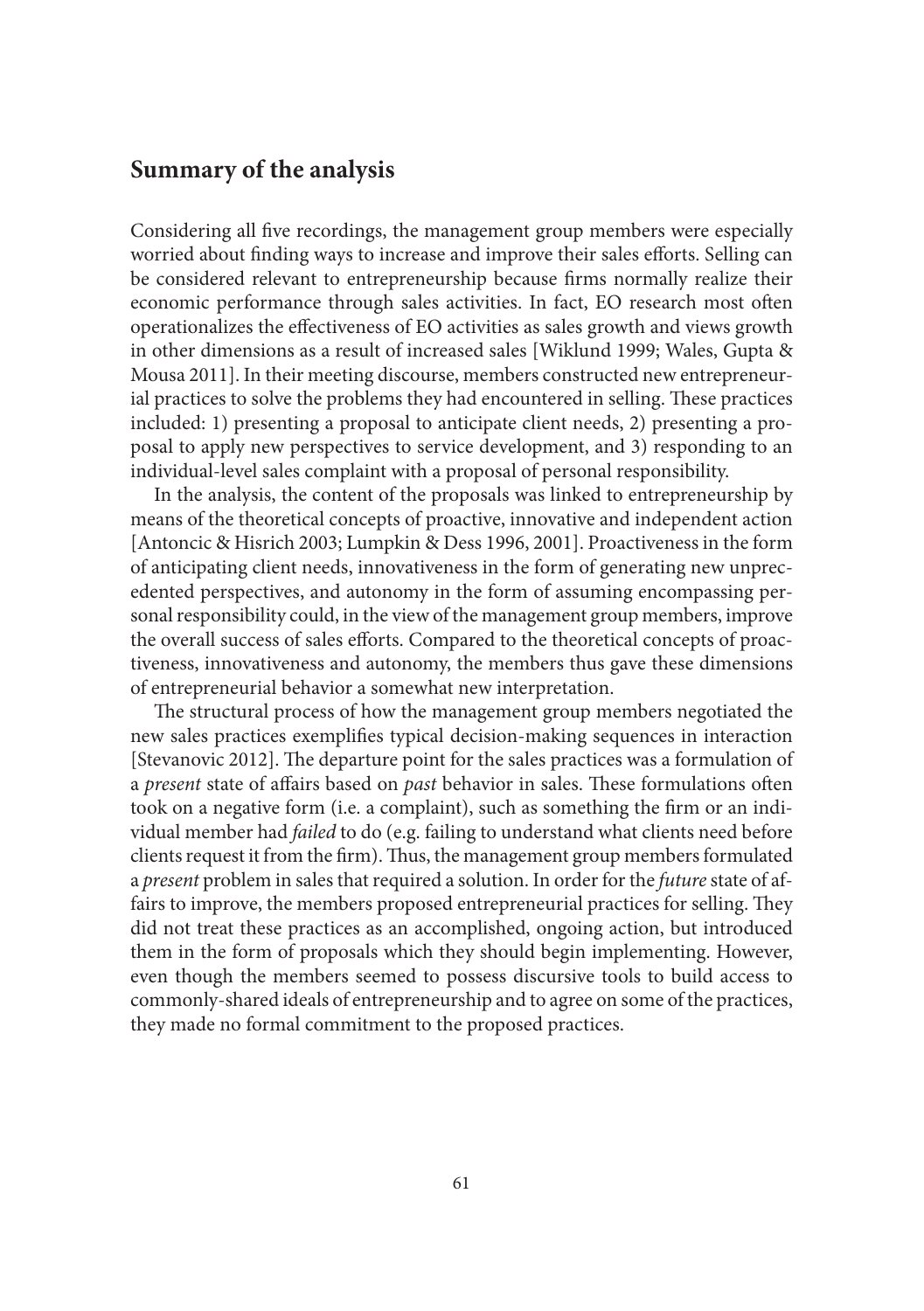## Summary of the analysis

Considering all five recordings, the management group members were especially worried about finding ways to increase and improve their sales efforts. Selling can be considered relevant to entrepreneurship because firms normally realize their economic performance through sales activities. In fact, EO research most often operationalizes the effectiveness of EO activities as sales growth and views growth in other dimensions as a result of increased sales [Wiklund 1999; Wales, Gupta & Mousa 2011]. In their meeting discourse, members constructed new entrepreneurial practices to solve the problems they had encountered in selling. These practices included: 1) presenting a proposal to anticipate client needs, 2) presenting a proposal to apply new perspectives to service development, and 3) responding to an individual-level sales complaint with a proposal of personal responsibility.

In the analysis, the content of the proposals was linked to entrepreneurship by means of the theoretical concepts of proactive, innovative and independent action [Antoncic & Hisrich 2003; Lumpkin & Dess 1996, 2001]. Proactiveness in the form of anticipating client needs, innovativeness in the form of generating new unprecedented perspectives, and autonomy in the form of assuming encompassing personal responsibility could, in the view of the management group members, improve the overall success of sales efforts. Compared to the theoretical concepts of proactiveness, innovativeness and autonomy, the members thus gave these dimensions of entrepreneurial behavior a somewhat new interpretation.

The structural process of how the management group members negotiated the new sales practices exemplifies typical decision-making sequences in interaction [Stevanovic 2012]. The departure point for the sales practices was a formulation of a *present* state of affairs based on *past* behavior in sales. These formulations often took on a negative form (i.e. a complaint), such as something the firm or an individual member had *failed* to do (e.g. failing to understand what clients need before clients request it from the firm). Thus, the management group members formulated a *present* problem in sales that required a solution. In order for the *future* state of affairs to improve, the members proposed entrepreneurial practices for selling. They did not treat these practices as an accomplished, ongoing action, but introduced them in the form of proposals which they should begin implementing. However, even though the members seemed to possess discursive tools to build access to commonly-shared ideals of entrepreneurship and to agree on some of the practices, they made no formal commitment to the proposed practices.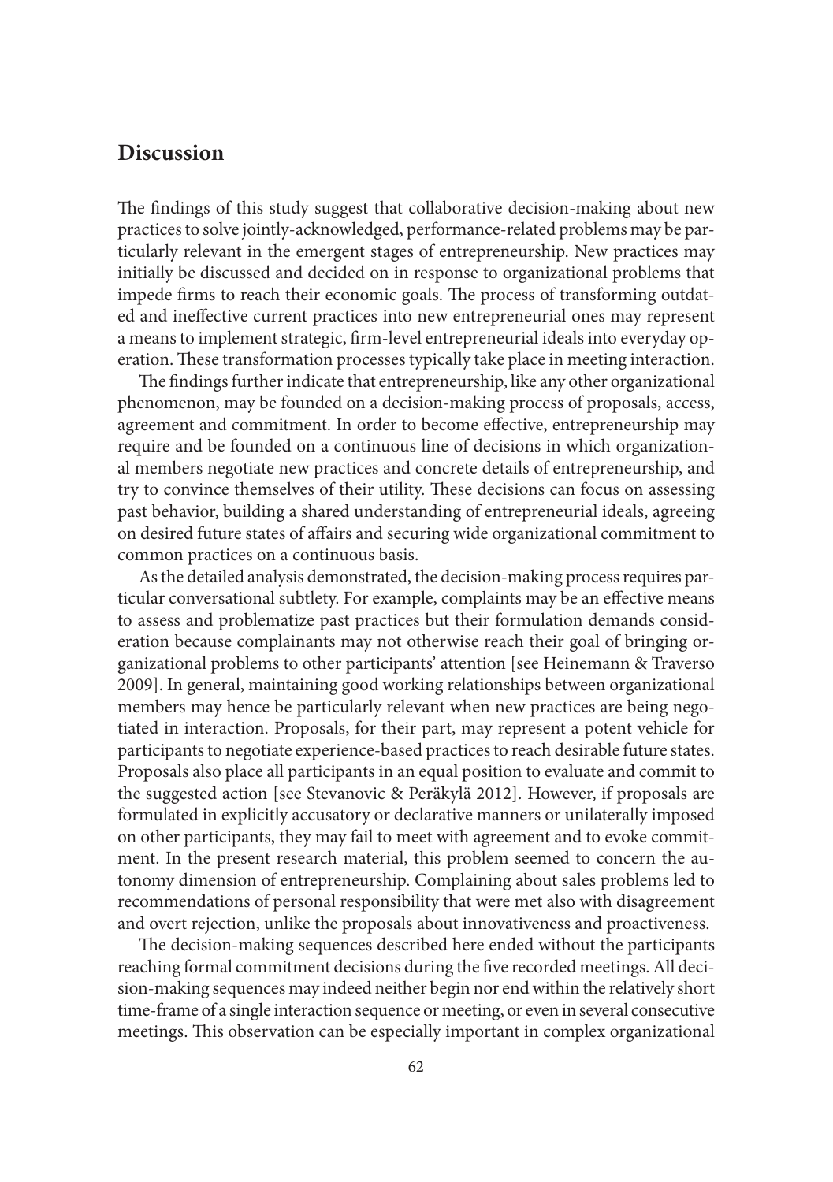## Discussion

The findings of this study suggest that collaborative decision-making about new practices to solve jointly-acknowledged, performance-related problems may be particularly relevant in the emergent stages of entrepreneurship. New practices may initially be discussed and decided on in response to organizational problems that impede firms to reach their economic goals. The process of transforming outdated and ineffective current practices into new entrepreneurial ones may represent a means to implement strategic, firm-level entrepreneurial ideals into everyday operation. These transformation processes typically take place in meeting interaction.

The findings further indicate that entrepreneurship, like any other organizational phenomenon, may be founded on a decision-making process of proposals, access, agreement and commitment. In order to become effective, entrepreneurship may require and be founded on a continuous line of decisions in which organizational members negotiate new practices and concrete details of entrepreneurship, and try to convince themselves of their utility. These decisions can focus on assessing past behavior, building a shared understanding of entrepreneurial ideals, agreeing on desired future states of affairs and securing wide organizational commitment to common practices on a continuous basis.

As the detailed analysis demonstrated, the decision-making process requires particular conversational subtlety. For example, complaints may be an effective means to assess and problematize past practices but their formulation demands consideration because complainants may not otherwise reach their goal of bringing organizational problems to other participants' attention [see Heinemann & Traverso 2009]. In general, maintaining good working relationships between organizational members may hence be particularly relevant when new practices are being negotiated in interaction. Proposals, for their part, may represent a potent vehicle for participants to negotiate experience-based practices to reach desirable future states. Proposals also place all participants in an equal position to evaluate and commit to the suggested action [see Stevanovic & Peräkylä 2012]. However, if proposals are formulated in explicitly accusatory or declarative manners or unilaterally imposed on other participants, they may fail to meet with agreement and to evoke commitment. In the present research material, this problem seemed to concern the autonomy dimension of entrepreneurship. Complaining about sales problems led to recommendations of personal responsibility that were met also with disagreement and overt rejection, unlike the proposals about innovativeness and proactiveness.

The decision-making sequences described here ended without the participants reaching formal commitment decisions during the five recorded meetings. All decision-making sequences may indeed neither begin nor end within the relatively short time-frame of a single interaction sequence or meeting, or even in several consecutive meetings. This observation can be especially important in complex organizational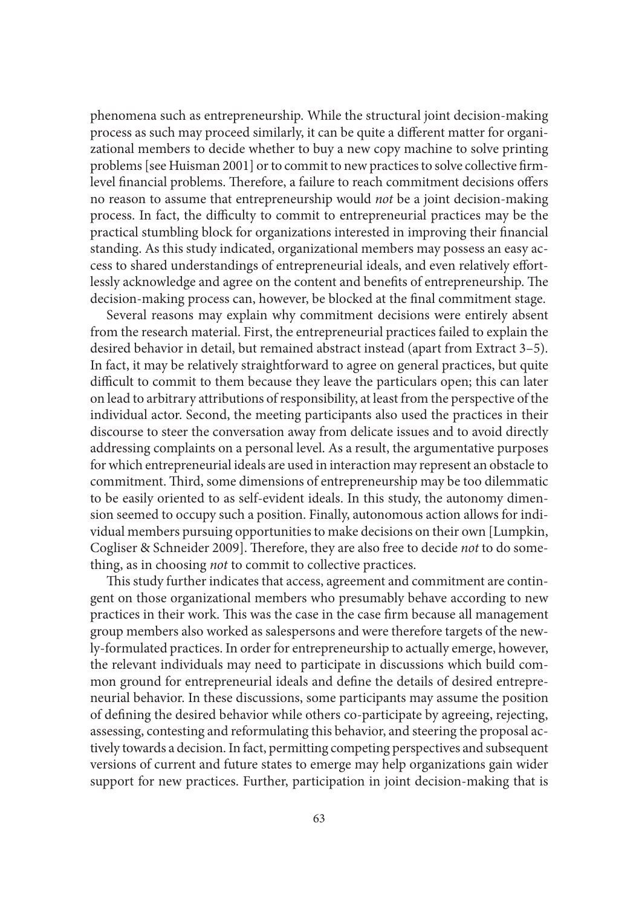phenomena such as entrepreneurship. While the structural joint decision-making process as such may proceed similarly, it can be quite a different matter for organizational members to decide whether to buy a new copy machine to solve printing problems [see Huisman 2001] or to commit to new practices to solve collective firm-level financial problems. Therefore, a failure to reach commitment decisions offers no reason to assume that entrepreneurship would *not* be a joint decision-making process. In fact, the difficulty to commit to entrepreneurial practices may be the practical stumbling block for organizations interested in improving their financial standing. As this study indicated, organizational members may possess an easy access to shared understandings of entrepreneurial ideals, and even relatively effortlessly acknowledge and agree on the content and benefits of entrepreneurship. The decision-making process can, however, be blocked at the final commitment stage.

Several reasons may explain why commitment decisions were entirely absent from the research material. First, the entrepreneurial practices failed to explain the desired behavior in detail, but remained abstract instead (apart from Extract 3–5). In fact, it may be relatively straightforward to agree on general practices, but quite difficult to commit to them because they leave the particulars open; this can later on lead to arbitrary attributions of responsibility, at least from the perspective of the individual actor. Second, the meeting participants also used the practices in their discourse to steer the conversation away from delicate issues and to avoid directly addressing complaints on a personal level. As a result, the argumentative purposes for which entrepreneurial ideals are used in interaction may represent an obstacle to commitment. Third, some dimensions of entrepreneurship may be too dilemmatic to be easily oriented to as self-evident ideals. In this study, the autonomy dimension seemed to occupy such a position. Finally, autonomous action allows for individual members pursuing opportunities to make decisions on their own [Lumpkin, Cogliser & Schneider 2009]. Therefore, they are also free to decide *not* to do something, as in choosing *not* to commit to collective practices.

This study further indicates that access, agreement and commitment are contingent on those organizational members who presumably behave according to new practices in their work. This was the case in the case firm because all management group members also worked as salespersons and were therefore targets of the newly-formulated practices. In order for entrepreneurship to actually emerge, however, the relevant individuals may need to participate in discussions which build common ground for entrepreneurial ideals and define the details of desired entrepreneurial behavior. In these discussions, some participants may assume the position of defining the desired behavior while others co-participate by agreeing, rejecting, assessing, contesting and reformulating this behavior, and steering the proposal actively towards a decision. In fact, permitting competing perspectives and subsequent versions of current and future states to emerge may help organizations gain wider support for new practices. Further, participation in joint decision-making that is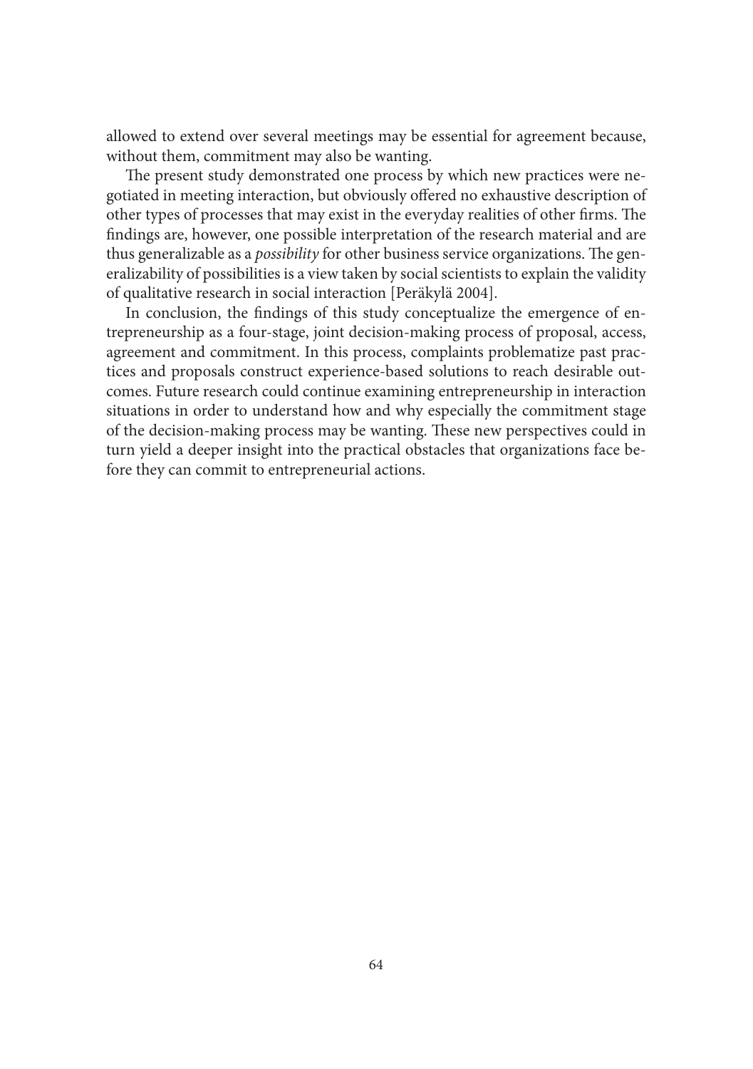allowed to extend over several meetings may be essential for agreement because, without them, commitment may also be wanting.

The present study demonstrated one process by which new practices were negotiated in meeting interaction, but obviously offered no exhaustive description of other types of processes that may exist in the everyday realities of other firms. The findings are, however, one possible interpretation of the research material and are thus generalizable as a *possibility* for other business service organizations. The generalizability of possibilities is a view taken by social scientists to explain the validity of qualitative research in social interaction [Peräkylä 2004].

In conclusion, the findings of this study conceptualize the emergence of entrepreneurship as a four-stage, joint decision-making process of proposal, access, agreement and commitment. In this process, complaints problematize past practices and proposals construct experience-based solutions to reach desirable outcomes. Future research could continue examining entrepreneurship in interaction situations in order to understand how and why especially the commitment stage of the decision-making process may be wanting. These new perspectives could in turn yield a deeper insight into the practical obstacles that organizations face before they can commit to entrepreneurial actions.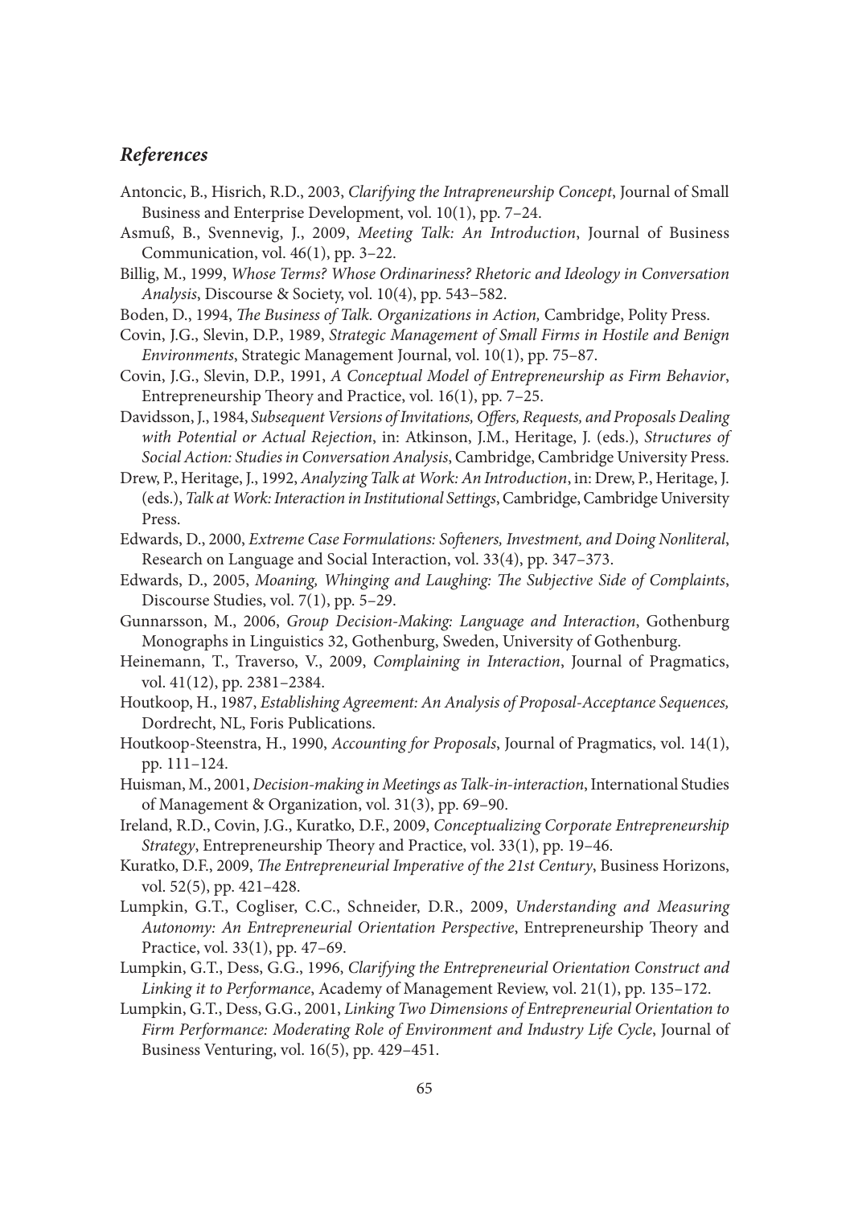## *References*

Antoncic, B., Hisrich, R.D., 2003, *Clarifying the Intrapreneurship Concept*, Journal of Small Business and Enterprise Development, vol. 10(1), pp. 7–24.

Asmuß, B., Svennevig, J., 2009, *Meeting Talk: An Introduction*, Journal of Business Communication, vol. 46(1), pp. 3–22.

Billig, M., 1999, *Whose Terms? Whose Ordinariness? Rhetoric and Ideology in Conversation Analysis*, Discourse & Society, vol. 10(4), pp. 543–582.

Boden, D., 1994, *The Business of Talk. Organizations in Action,* Cambridge, Polity Press.

Covin, J.G., Slevin, D.P., 1989, *Strategic Management of Small Firms in Hostile and Benign Environments*, Strategic Management Journal, vol. 10(1), pp. 75–87.

Covin, J.G., Slevin, D.P., 1991, *A Conceptual Model of Entrepreneurship as Firm Behavior*, Entrepreneurship Theory and Practice, vol. 16(1), pp. 7–25.

Davidsson, J., 1984, *Subsequent Versions of Invitations, Offers, Requests, and Proposals Dealing with Potential or Actual Rejection*, in: Atkinson, J.M., Heritage, J. (eds.), *Structures of Social Action: Studies in Conversation Analysis*, Cambridge, Cambridge University Press.

Drew, P., Heritage, J., 1992, *Analyzing Talk at Work: An Introduction*, in: Drew, P., Heritage, J. (eds.), *Talk at Work: Interaction in Institutional Settings*, Cambridge, Cambridge University Press.

Edwards, D., 2000, *Extreme Case Formulations: Softeners, Investment, and Doing Nonliteral*, Research on Language and Social Interaction, vol. 33(4), pp. 347–373.

Edwards, D., 2005, *Moaning, Whinging and Laughing: The Subjective Side of Complaints*, Discourse Studies, vol. 7(1), pp. 5–29.

Gunnarsson, M., 2006, *Group Decision-Making: Language and Interaction*, Gothenburg Monographs in Linguistics 32, Gothenburg, Sweden, University of Gothenburg.

Heinemann, T., Traverso, V., 2009, *Complaining in Interaction*, Journal of Pragmatics, vol. 41(12), pp. 2381–2384.

Houtkoop, H., 1987, *Establishing Agreement: An Analysis of Proposal-Acceptance Sequences,* Dordrecht, NL, Foris Publications.

Houtkoop-Steenstra, H., 1990, *Accounting for Proposals*, Journal of Pragmatics, vol. 14(1), pp. 111–124.

Huisman, M., 2001, *Decision-making in Meetings as Talk-in-interaction*, International Studies of Management & Organization, vol. 31(3), pp. 69–90.

Ireland, R.D., Covin, J.G., Kuratko, D.F., 2009, *Conceptualizing Corporate Entrepreneurship Strategy*, Entrepreneurship Theory and Practice, vol. 33(1), pp. 19–46.

Kuratko, D.F., 2009, *The Entrepreneurial Imperative of the 21st Century*, Business Horizons, vol. 52(5), pp. 421–428.

Lumpkin, G.T., Cogliser, C.C., Schneider, D.R., 2009, *Understanding and Measuring Autonomy: An Entrepreneurial Orientation Perspective*, Entrepreneurship Theory and Practice, vol. 33(1), pp. 47–69.

Lumpkin, G.T., Dess, G.G., 1996, *Clarifying the Entrepreneurial Orientation Construct and Linking it to Performance*, Academy of Management Review, vol. 21(1), pp. 135–172.

Lumpkin, G.T., Dess, G.G., 2001, *Linking Two Dimensions of Entrepreneurial Orientation to Firm Performance: Moderating Role of Environment and Industry Life Cycle*, Journal of Business Venturing, vol. 16(5), pp. 429–451.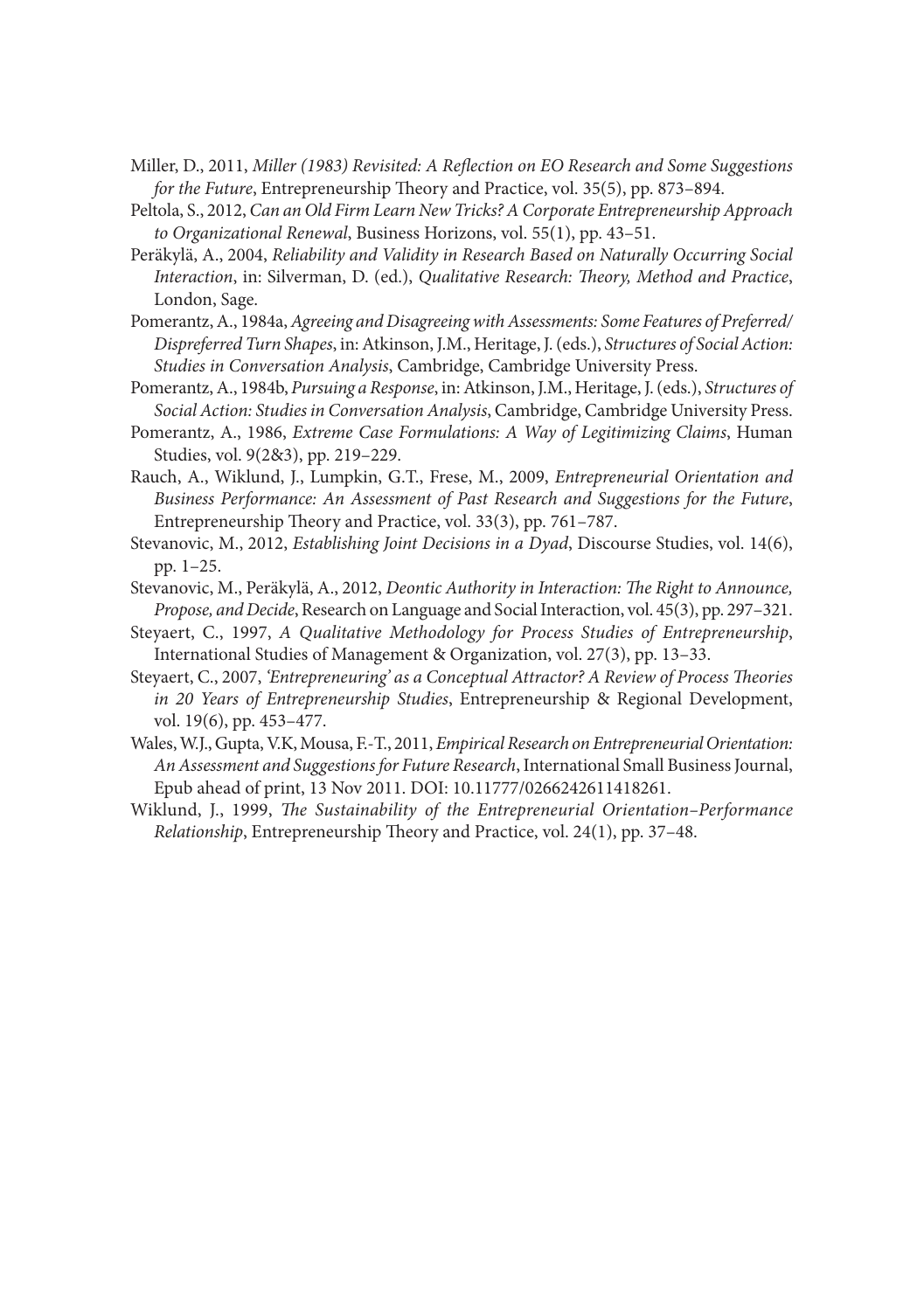Miller, D., 2011, *Miller (1983) Revisited: A Reflection on EO Research and Some Suggestions for the Future*, Entrepreneurship Theory and Practice, vol. 35(5), pp. 873–894.

Peltola, S., 2012, *Can an Old Firm Learn New Tricks? A Corporate Entrepreneurship Approach to Organizational Renewal*, Business Horizons, vol. 55(1), pp. 43–51.

Peräkylä, A., 2004, *Reliability and Validity in Research Based on Naturally Occurring Social Interaction*, in: Silverman, D. (ed.), *Qualitative Research: Theory, Method and Practice*, London, Sage.

Pomerantz, A., 1984a, *Agreeing and Disagreeing with Assessments: Some Features of Preferred/Dispreferred Turn Shapes*, in: Atkinson, J.M., Heritage, J. (eds.), *Structures of Social Action: Studies in Conversation Analysis*, Cambridge, Cambridge University Press.

Pomerantz, A., 1984b, *Pursuing a Response*, in: Atkinson, J.M., Heritage, J. (eds.), *Structures of Social Action: Studies in Conversation Analysis*, Cambridge, Cambridge University Press.

Pomerantz, A., 1986, *Extreme Case Formulations: A Way of Legitimizing Claims*, Human Studies, vol. 9(2&3), pp. 219–229.

Rauch, A., Wiklund, J., Lumpkin, G.T., Frese, M., 2009, *Entrepreneurial Orientation and Business Performance: An Assessment of Past Research and Suggestions for the Future*, Entrepreneurship Theory and Practice, vol. 33(3), pp. 761–787.

Stevanovic, M., 2012, *Establishing Joint Decisions in a Dyad*, Discourse Studies, vol. 14(6), pp. 1–25.

Stevanovic, M., Peräkylä, A., 2012, *Deontic Authority in Interaction: The Right to Announce, Propose, and Decide*, Research on Language and Social Interaction, vol. 45(3), pp. 297–321.

Steyaert, C., 1997, *A Qualitative Methodology for Process Studies of Entrepreneurship*, International Studies of Management & Organization, vol. 27(3), pp. 13–33.

Steyaert, C., 2007, *'Entrepreneuring' as a Conceptual Attractor? A Review of Process Theories in 20 Years of Entrepreneurship Studies*, Entrepreneurship & Regional Development, vol. 19(6), pp. 453–477.

Wales, W.J., Gupta, V.K, Mousa, F.-T., 2011, *Empirical Research on Entrepreneurial Orientation: An Assessment and Suggestions for Future Research*, International Small Business Journal, Epub ahead of print, 13 Nov 2011. DOI: 10.11777/0266242611418261.

Wiklund, J., 1999, *The Sustainability of the Entrepreneurial Orientation–Performance Relationship*, Entrepreneurship Theory and Practice, vol. 24(1), pp. 37–48.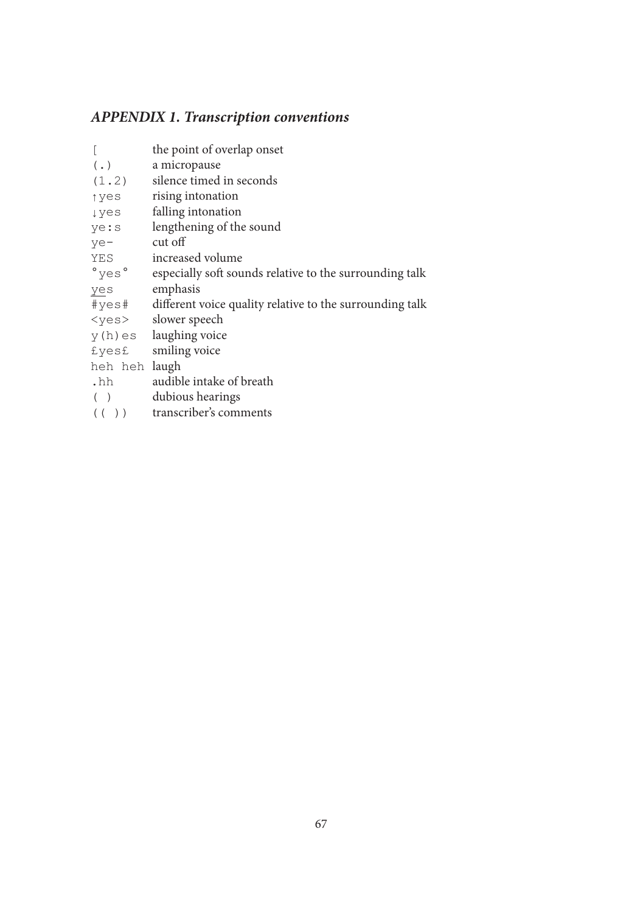### *APPENDIX 1. Transcription conventions*

| | |
|---|---|
| [ | the point of overlap onset |
| (.) | a micropause |
| (1.2) | silence timed in seconds |
| ↑yes | rising intonation |
| ↓yes | falling intonation |
| ye:s | lengthening of the sound |
| ye- | cut off |
| YES | increased volume |
| °yes° | especially soft sounds relative to the surrounding talk |
| <u>ye</u>s | emphasis |
| #yes# | different voice quality relative to the surrounding talk |
| <yes> | slower speech |
| y(h)es | laughing voice |
| £yes£ | smiling voice |
| heh heh | laugh |
| .hh | audible intake of breath |
| ( ) | dubious hearings |
| (( )) | transcriber's comments |